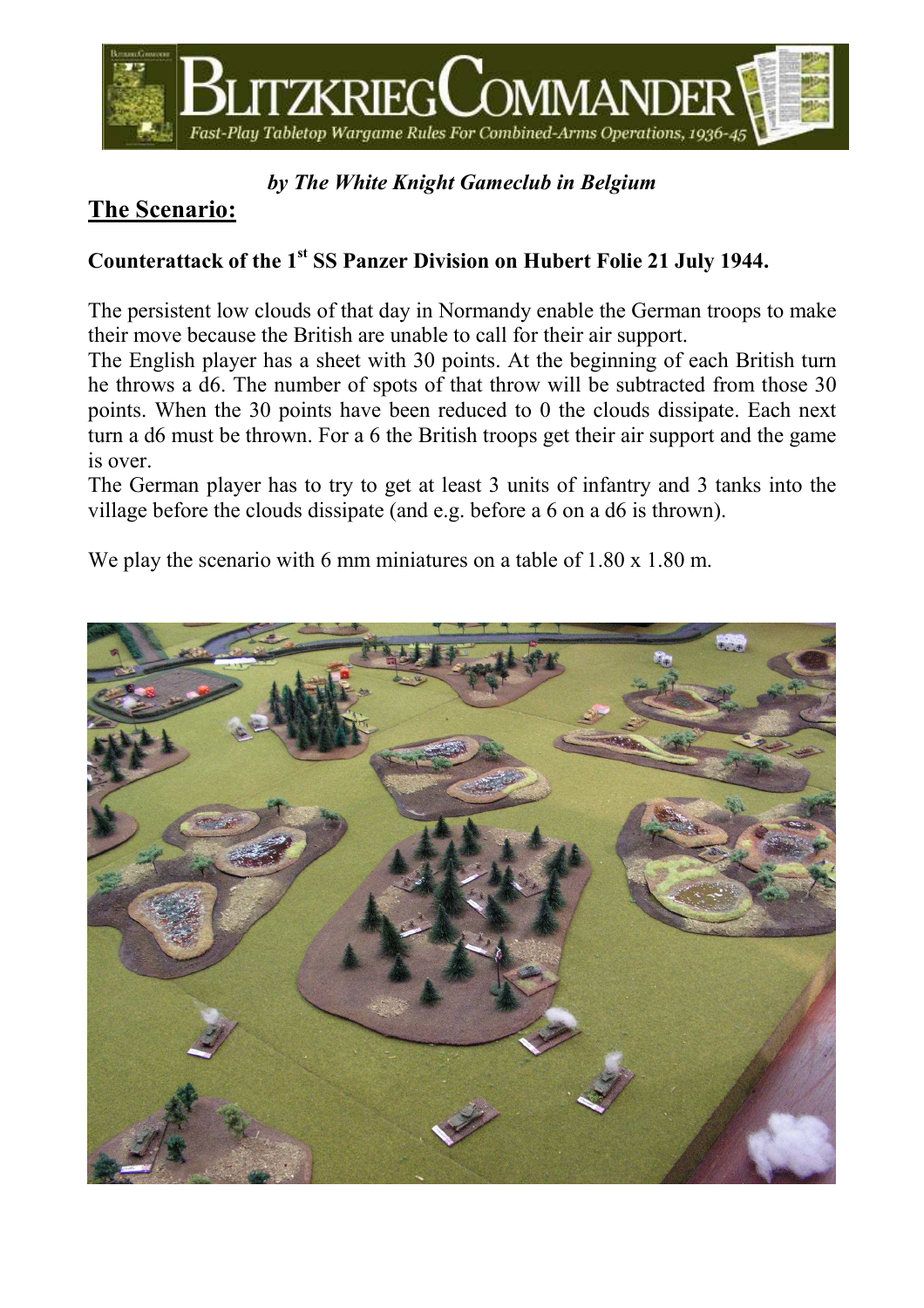*by The White Knight Gameclub in Belgium*

## The Scenario:

### Counterattack of the 1st SS Panzer Division on Hubert Folie 21 July 1944.

The persistent low clouds of that day in Normandy enable the German troops to make their move because the British are unable to call for their air support.
The English player has a sheet with 30 points. At the beginning of each British turn he throws a d6. The number of spots of that throw will be subtracted from those 30 points. When the 30 points have been reduced to 0 the clouds dissipate. Each next turn a d6 must be thrown. For a 6 the British troops get their air support and the game is over.
The German player has to try to get at least 3 units of infantry and 3 tanks into the village before the clouds dissipate (and e.g. before a 6 on a d6 is thrown).

We play the scenario with 6 mm miniatures on a table of 1.80 x 1.80 m.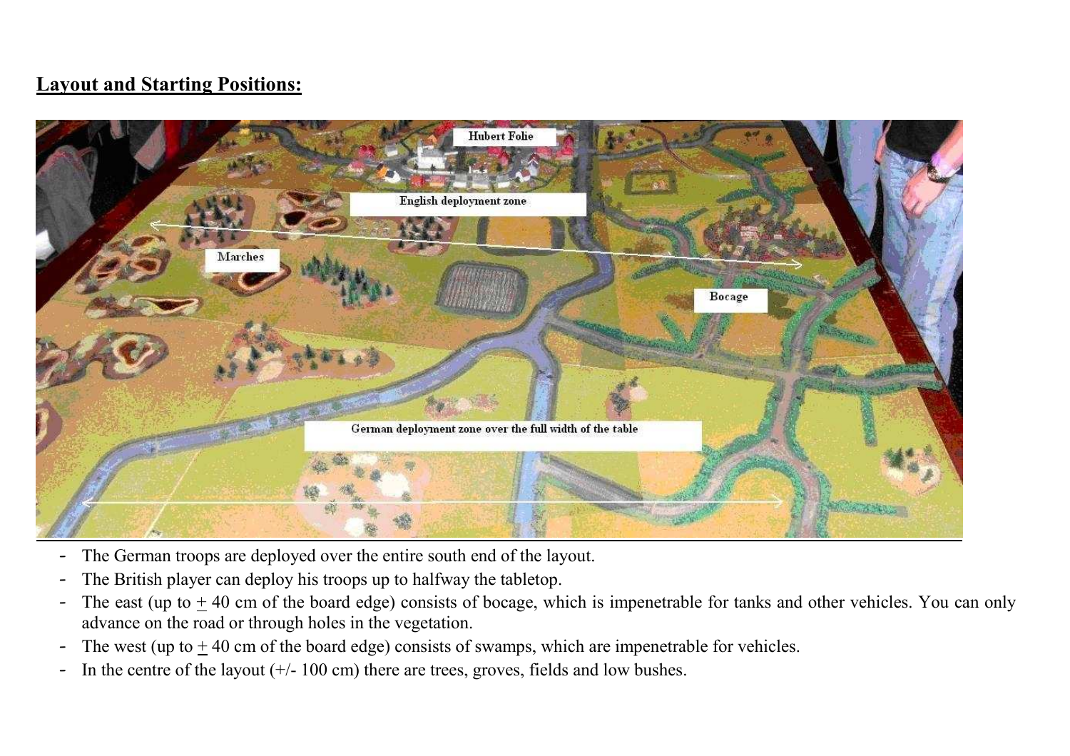## Layout and Starting Positions:

- The German troops are deployed over the entire south end of the layout.
- The British player can deploy his troops up to halfway the tabletop.
- The east (up to ± 40 cm of the board edge) consists of bocage, which is impenetrable for tanks and other vehicles. You can only advance on the road or through holes in the vegetation.
- The west (up to ± 40 cm of the board edge) consists of swamps, which are impenetrable for vehicles.
- In the centre of the layout (+/- 100 cm) there are trees, groves, fields and low bushes.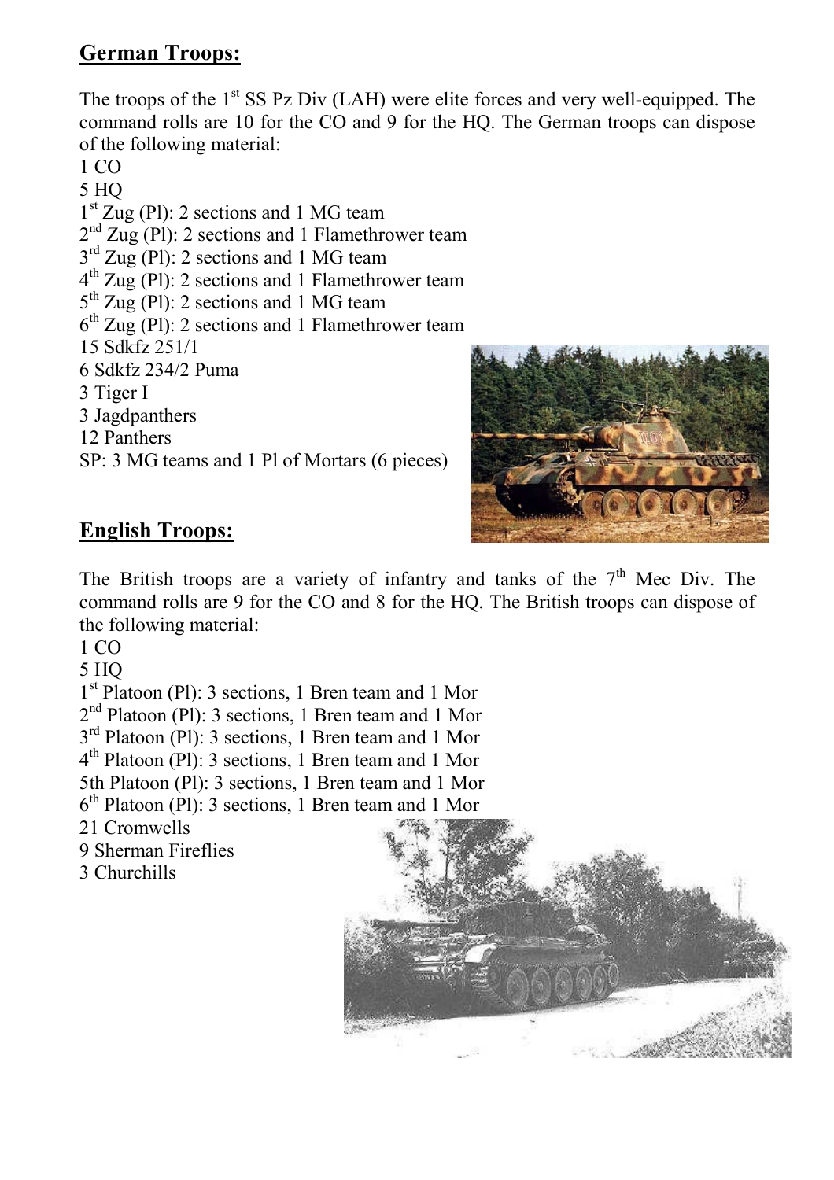## German Troops:

The troops of the 1st SS Pz Div (LAH) were elite forces and very well-equipped. The command rolls are 10 for the CO and 9 for the HQ. The German troops can dispose of the following material:

1 CO
5 HQ
1st Zug (Pl): 2 sections and 1 MG team
2nd Zug (Pl): 2 sections and 1 Flamethrower team
3rd Zug (Pl): 2 sections and 1 MG team
4th Zug (Pl): 2 sections and 1 Flamethrower team
5th Zug (Pl): 2 sections and 1 MG team
6th Zug (Pl): 2 sections and 1 Flamethrower team
15 Sdkfz 251/1
6 Sdkfz 234/2 Puma
3 Tiger I
3 Jagdpanthers
12 Panthers
SP: 3 MG teams and 1 Pl of Mortars (6 pieces)

## English Troops:

The British troops are a variety of infantry and tanks of the 7th Mec Div. The command rolls are 9 for the CO and 8 for the HQ. The British troops can dispose of the following material:

1 CO
5 HQ
1st Platoon (Pl): 3 sections, 1 Bren team and 1 Mor
2nd Platoon (Pl): 3 sections, 1 Bren team and 1 Mor
3rd Platoon (Pl): 3 sections, 1 Bren team and 1 Mor
4th Platoon (Pl): 3 sections, 1 Bren team and 1 Mor
5th Platoon (Pl): 3 sections, 1 Bren team and 1 Mor
6th Platoon (Pl): 3 sections, 1 Bren team and 1 Mor
21 Cromwells
9 Sherman Fireflies
3 Churchills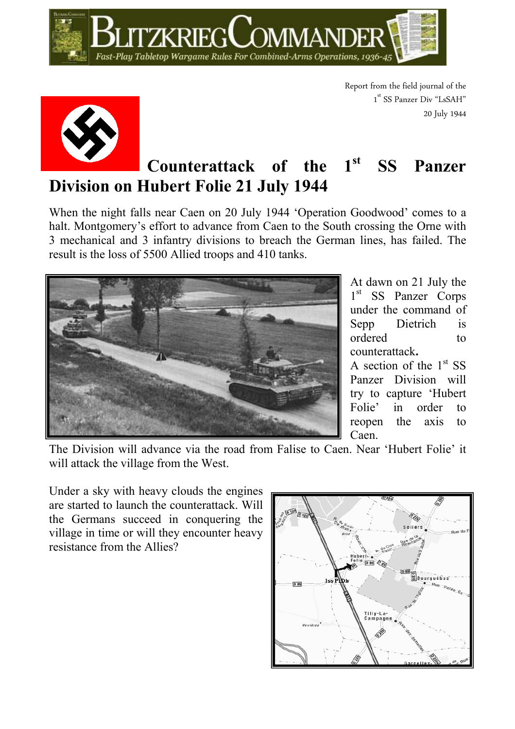Report from the field journal of the 1st SS Panzer Div "LsSAH"
20 July 1944

# Counterattack of the 1st SS Panzer Division on Hubert Folie 21 July 1944

When the night falls near Caen on 20 July 1944 'Operation Goodwood' comes to a halt. Montgomery's effort to advance from Caen to the South crossing the Orne with 3 mechanical and 3 infantry divisions to breach the German lines, has failed. The result is the loss of 5500 Allied troops and 410 tanks.

At dawn on 21 July the 1st SS Panzer Corps under the command of Sepp Dietrich is ordered to counterattack.

A section of the 1st SS Panzer Division will try to capture 'Hubert Folie' in order to reopen the axis to Caen.

The Division will advance via the road from Falise to Caen. Near 'Hubert Folie' it will attack the village from the West.

Under a sky with heavy clouds the engines are started to launch the counterattack. Will the Germans succeed in conquering the village in time or will they encounter heavy resistance from the Allies?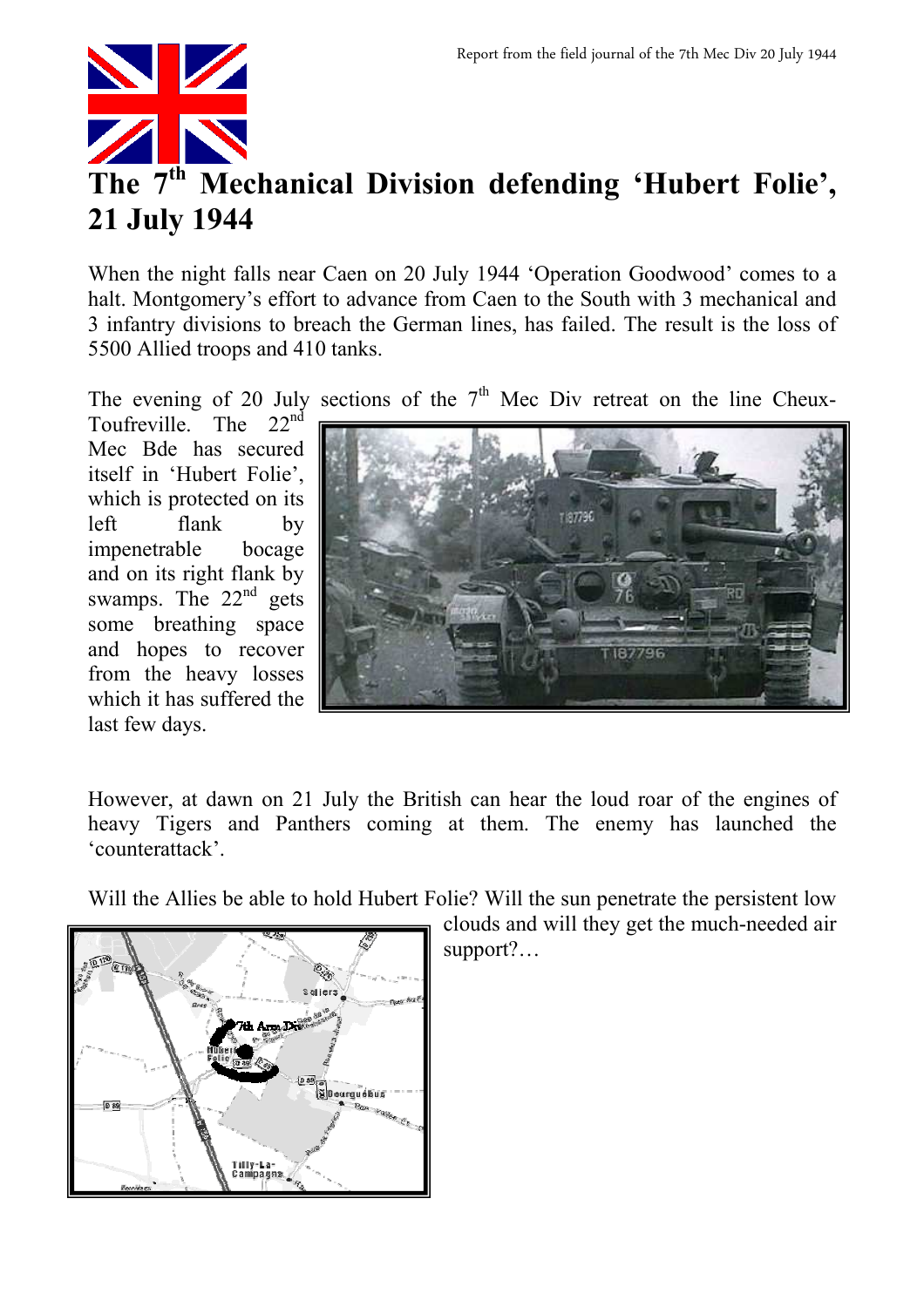# The 7th Mechanical Division defending 'Hubert Folie', 21 July 1944

When the night falls near Caen on 20 July 1944 'Operation Goodwood' comes to a halt. Montgomery's effort to advance from Caen to the South with 3 mechanical and 3 infantry divisions to breach the German lines, has failed. The result is the loss of 5500 Allied troops and 410 tanks.

The evening of 20 July sections of the 7th Mec Div retreat on the line Cheux-Toufreville. The 22nd Mec Bde has secured itself in 'Hubert Folie', which is protected on its left flank by impenetrable bocage and on its right flank by swamps. The 22nd gets some breathing space and hopes to recover from the heavy losses which it has suffered the last few days.

However, at dawn on 21 July the British can hear the loud roar of the engines of heavy Tigers and Panthers coming at them. The enemy has launched the 'counterattack'.

Will the Allies be able to hold Hubert Folie? Will the sun penetrate the persistent low clouds and will they get the much-needed air support?…